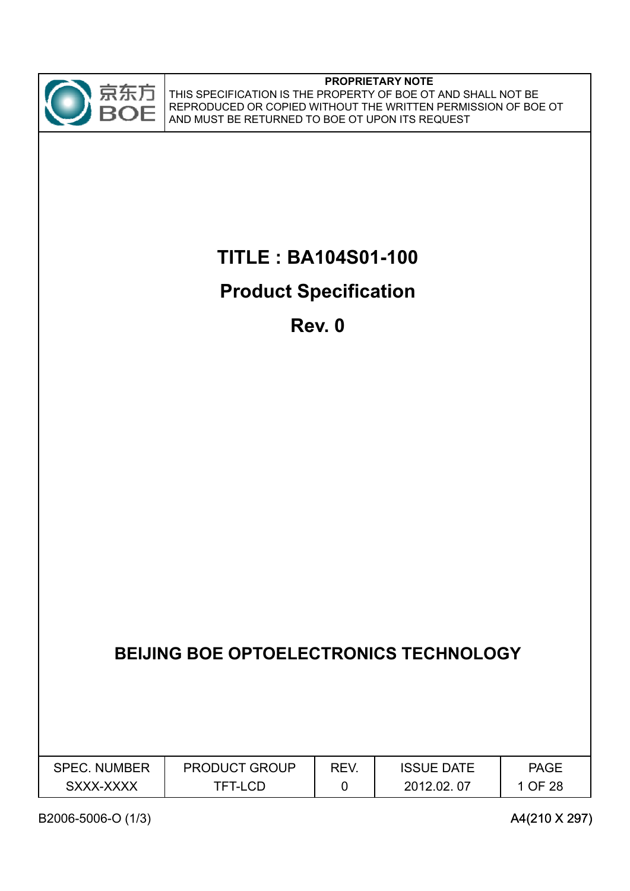京东方 BOE

**PROPRIETARY NOTE**

THIS SPECIFICATION IS THE PROPERTY OF BOE OT AND SHALL NOT BE REPRODUCED OR COPIED WITHOUT THE WRITTEN PERMISSION OF BOE OT AND MUST BE RETURNED TO BOE OT UPON ITS REQUEST

# TITLE : BA104S01-100

# Product Specification

# Rev. 0

**BEIJING BOE OPTOELECTRONICS TECHNOLOGY**

| SPEC. NUMBER | PRODUCT GROUP | REV. | ISSUE DATE | PAGE |
|---|---|---|---|---|
| SXXX-XXXX | TFT-LCD | 0 | 2012.02. 07 | 1 OF 28 |

B2006-5006-O (1/3)

A4(210 X 297)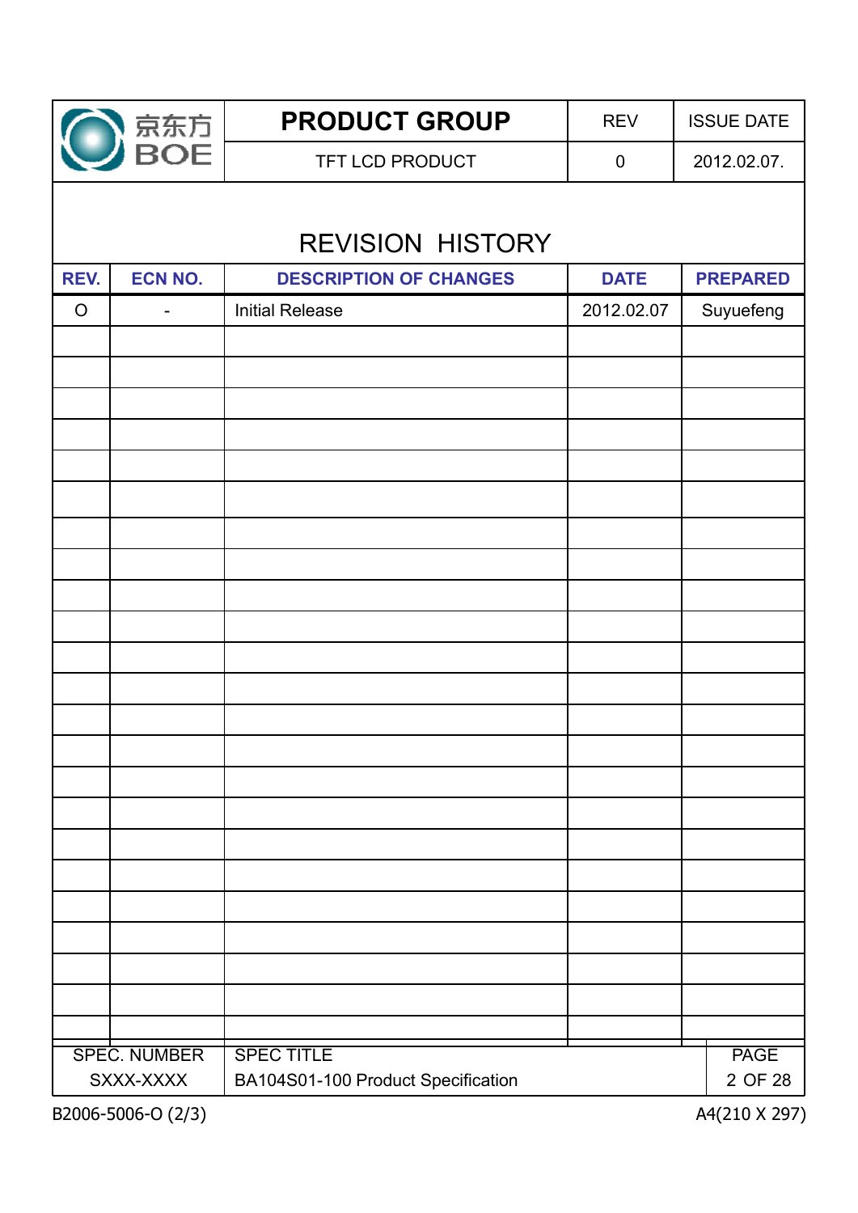# REVISION HISTORY

| REV. | ECN NO. | DESCRIPTION OF CHANGES | DATE | PREPARED |
|---|---|---|---|---|
| O | - | Initial Release | 2012.02.07 | Suyuefeng |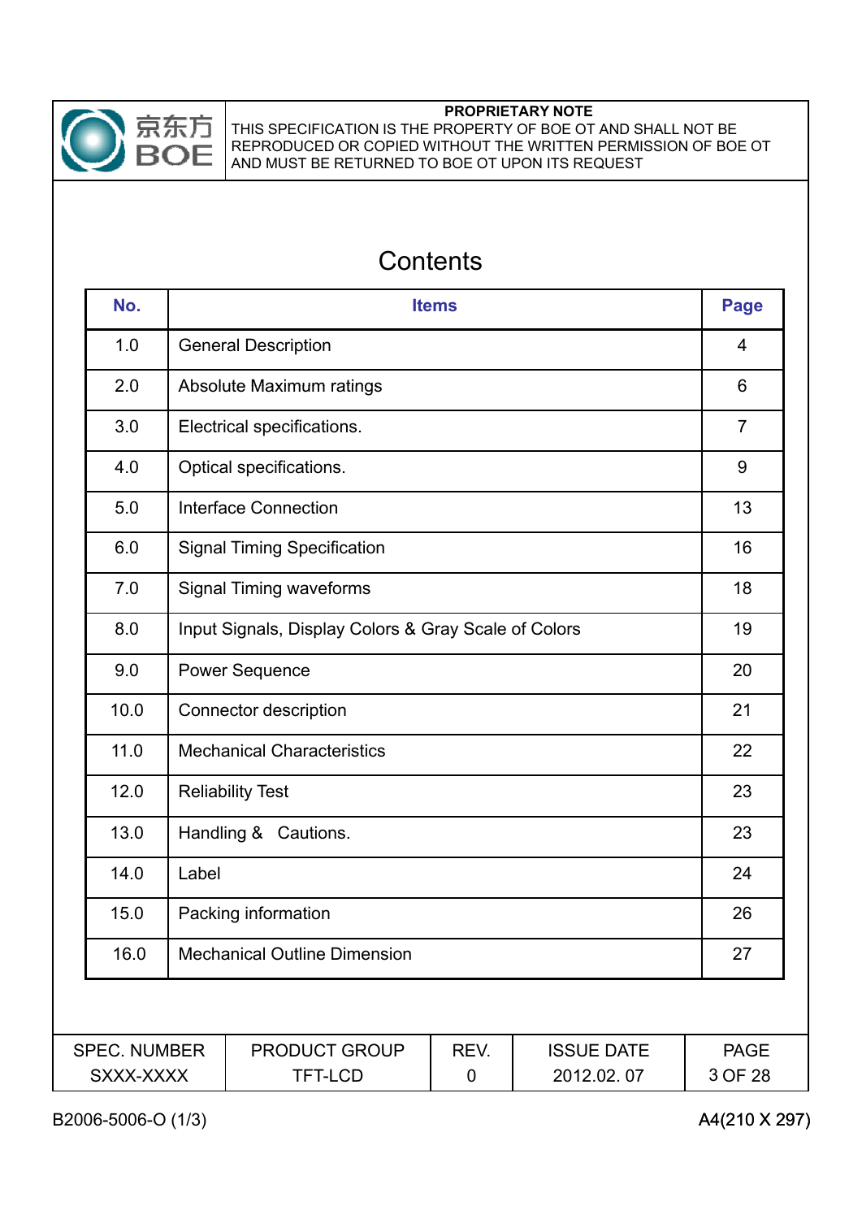# Contents

| No. | Items | Page |
|---|---|---|
| 1.0 | General Description | 4 |
| 2.0 | Absolute Maximum ratings | 6 |
| 3.0 | Electrical specifications. | 7 |
| 4.0 | Optical specifications. | 9 |
| 5.0 | Interface Connection | 13 |
| 6.0 | Signal Timing Specification | 16 |
| 7.0 | Signal Timing waveforms | 18 |
| 8.0 | Input Signals, Display Colors & Gray Scale of Colors | 19 |
| 9.0 | Power Sequence | 20 |
| 10.0 | Connector description | 21 |
| 11.0 | Mechanical Characteristics | 22 |
| 12.0 | Reliability Test | 23 |
| 13.0 | Handling & Cautions. | 23 |
| 14.0 | Label | 24 |
| 15.0 | Packing information | 26 |
| 16.0 | Mechanical Outline Dimension | 27 |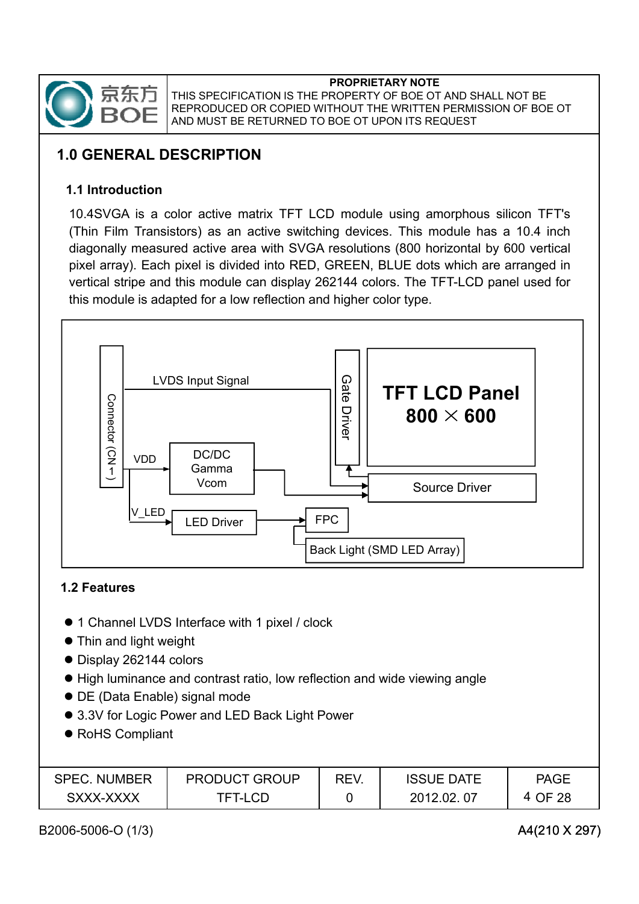## 1.0 GENERAL DESCRIPTION

### 1.1 Introduction

10.4SVGA is a color active matrix TFT LCD module using amorphous silicon TFT's (Thin Film Transistors) as an active switching devices. This module has a 10.4 inch diagonally measured active area with SVGA resolutions (800 horizontal by 600 vertical pixel array). Each pixel is divided into RED, GREEN, BLUE dots which are arranged in vertical stripe and this module can display 262144 colors. The TFT-LCD panel used for this module is adapted for a low reflection and higher color type.

Connector (CN1) — LVDS Input Signal — Gate Driver — TFT LCD Panel 800 × 600

VDD — DC/DC Gamma Vcom — Source Driver

V_LED — LED Driver — FPC — Back Light (SMD LED Array)

### 1.2 Features

- 1 Channel LVDS Interface with 1 pixel / clock
- Thin and light weight
- Display 262144 colors
- High luminance and contrast ratio, low reflection and wide viewing angle
- DE (Data Enable) signal mode
- 3.3V for Logic Power and LED Back Light Power
- RoHS Compliant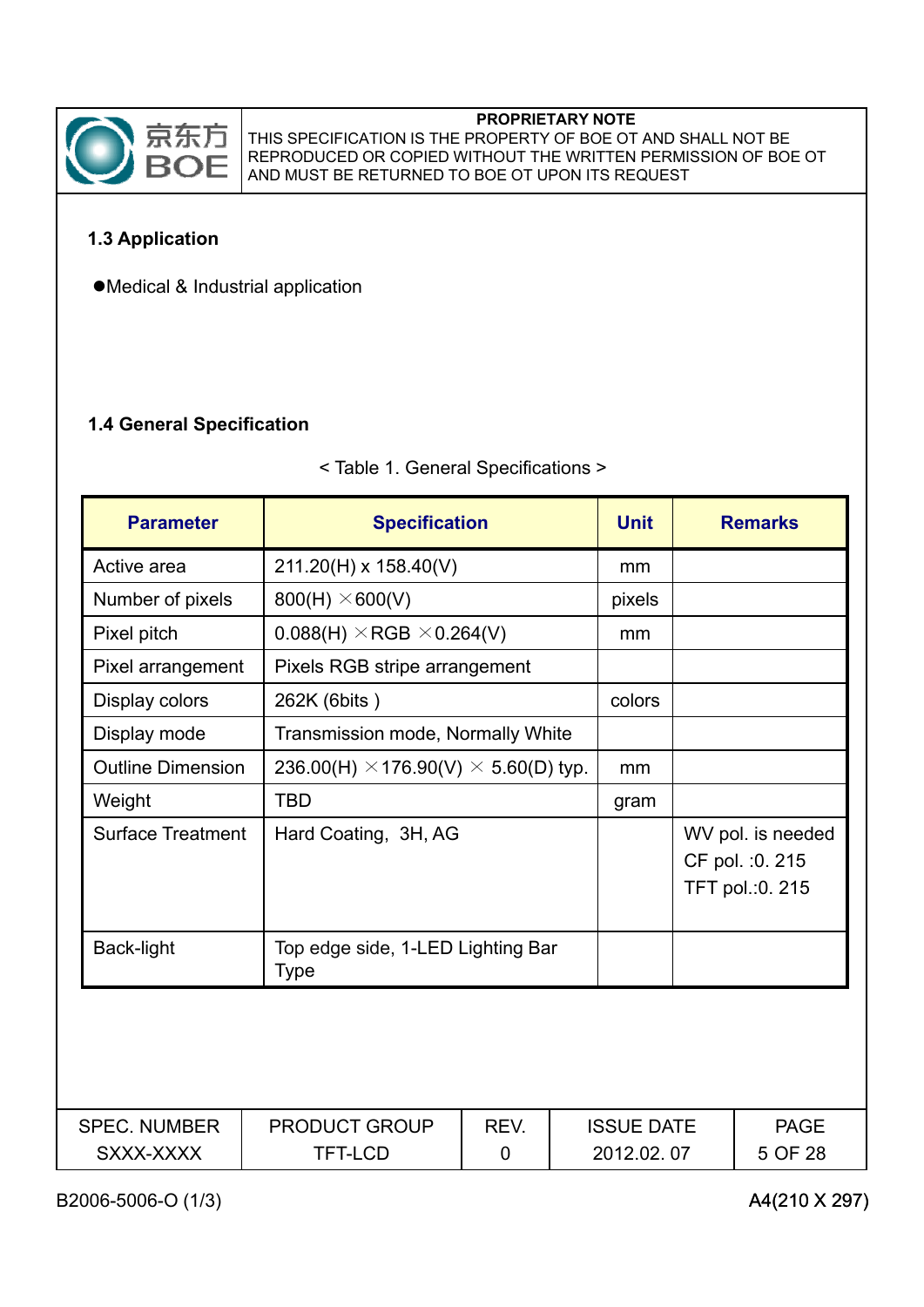### 1.3 Application

- Medical & Industrial application

### 1.4 General Specification

< Table 1. General Specifications >

| Parameter | Specification | Unit | Remarks |
|---|---|---|---|
| Active area | 211.20(H) x 158.40(V) | mm | |
| Number of pixels | 800(H) ×600(V) | pixels | |
| Pixel pitch | 0.088(H) ×RGB ×0.264(V) | mm | |
| Pixel arrangement | Pixels RGB stripe arrangement | | |
| Display colors | 262K (6bits ) | colors | |
| Display mode | Transmission mode, Normally White | | |
| Outline Dimension | 236.00(H) ×176.90(V) × 5.60(D) typ. | mm | |
| Weight | TBD | gram | |
| Surface Treatment | Hard Coating, 3H, AG | | WV pol. is needed<br>CF pol. :0. 215<br>TFT pol.:0. 215 |
| Back-light | Top edge side, 1-LED Lighting Bar Type | | |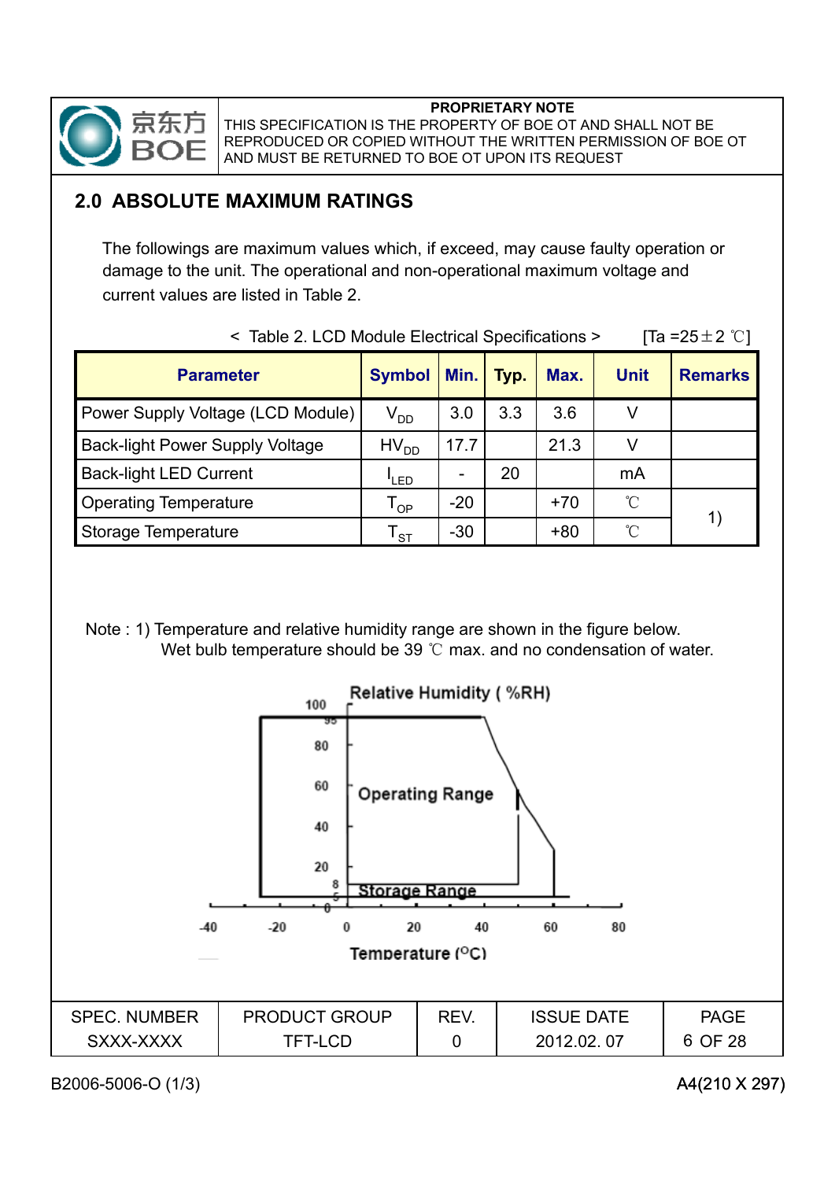## 2.0 ABSOLUTE MAXIMUM RATINGS

The followings are maximum values which, if exceed, may cause faulty operation or damage to the unit. The operational and non-operational maximum voltage and current values are listed in Table 2.

< Table 2. LCD Module Electrical Specifications > [Ta =25±2 ℃]

| Parameter | Symbol | Min. | Typ. | Max. | Unit | Remarks |
|---|---|---|---|---|---|---|
| Power Supply Voltage (LCD Module) | $V_{DD}$ | 3.0 | 3.3 | 3.6 | V | |
| Back-light Power Supply Voltage | $HV_{DD}$ | 17.7 | | 21.3 | V | |
| Back-light LED Current | $I_{LED}$ | - | 20 | | mA | |
| Operating Temperature | $T_{OP}$ | -20 | | +70 | ℃ | 1) |
| Storage Temperature | $T_{ST}$ | -30 | | +80 | ℃ | |

Note : 1) Temperature and relative humidity range are shown in the figure below.
Wet bulb temperature should be 39 ℃ max. and no condensation of water.

Relative Humidity ( %RH)

Operating Range

Storage Range

Temperature (°C)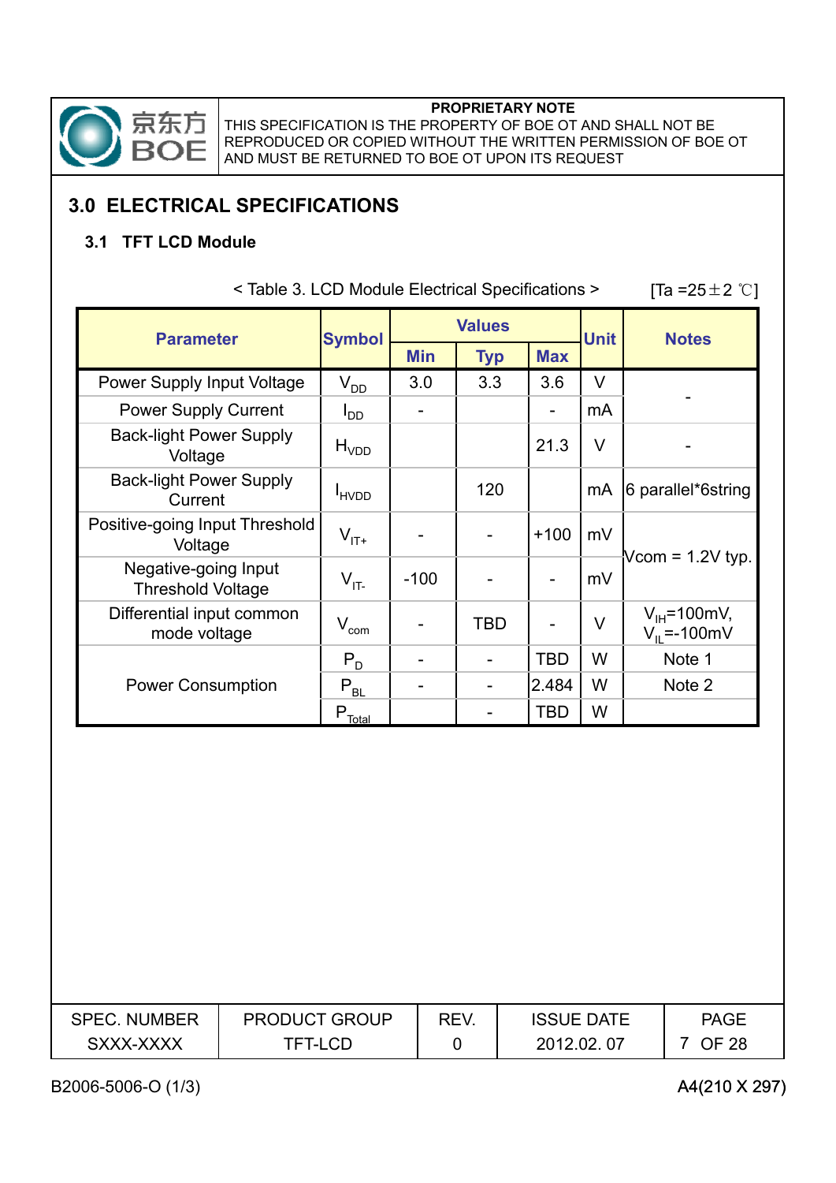## 3.0 ELECTRICAL SPECIFICATIONS

### 3.1 TFT LCD Module

< Table 3. LCD Module Electrical Specifications > [Ta =25±2 ℃]

| Parameter | Symbol | Values | | | Unit | Notes |
|---|---|---|---|---|---|---|
| | | Min | Typ | Max | | |
| Power Supply Input Voltage | $V_{DD}$ | 3.0 | 3.3 | 3.6 | V | - |
| Power Supply Current | $I_{DD}$ | - | | - | mA | |
| Back-light Power Supply Voltage | $H_{VDD}$ | | | 21.3 | V | - |
| Back-light Power Supply Current | $I_{HVDD}$ | | 120 | | mA | 6 parallel*6string |
| Positive-going Input Threshold Voltage | $V_{IT+}$ | - | - | +100 | mV | Vcom = 1.2V typ. |
| Negative-going Input Threshold Voltage | $V_{IT-}$ | -100 | - | - | mV | |
| Differential input common mode voltage | $V_{com}$ | - | TBD | - | V | $V_{IH}$=100mV, $V_{IL}$=-100mV |
| Power Consumption | $P_D$ | - | - | TBD | W | Note 1 |
| | $P_{BL}$ | - | - | 2.484 | W | Note 2 |
| | $P_{Total}$ | | - | TBD | W | |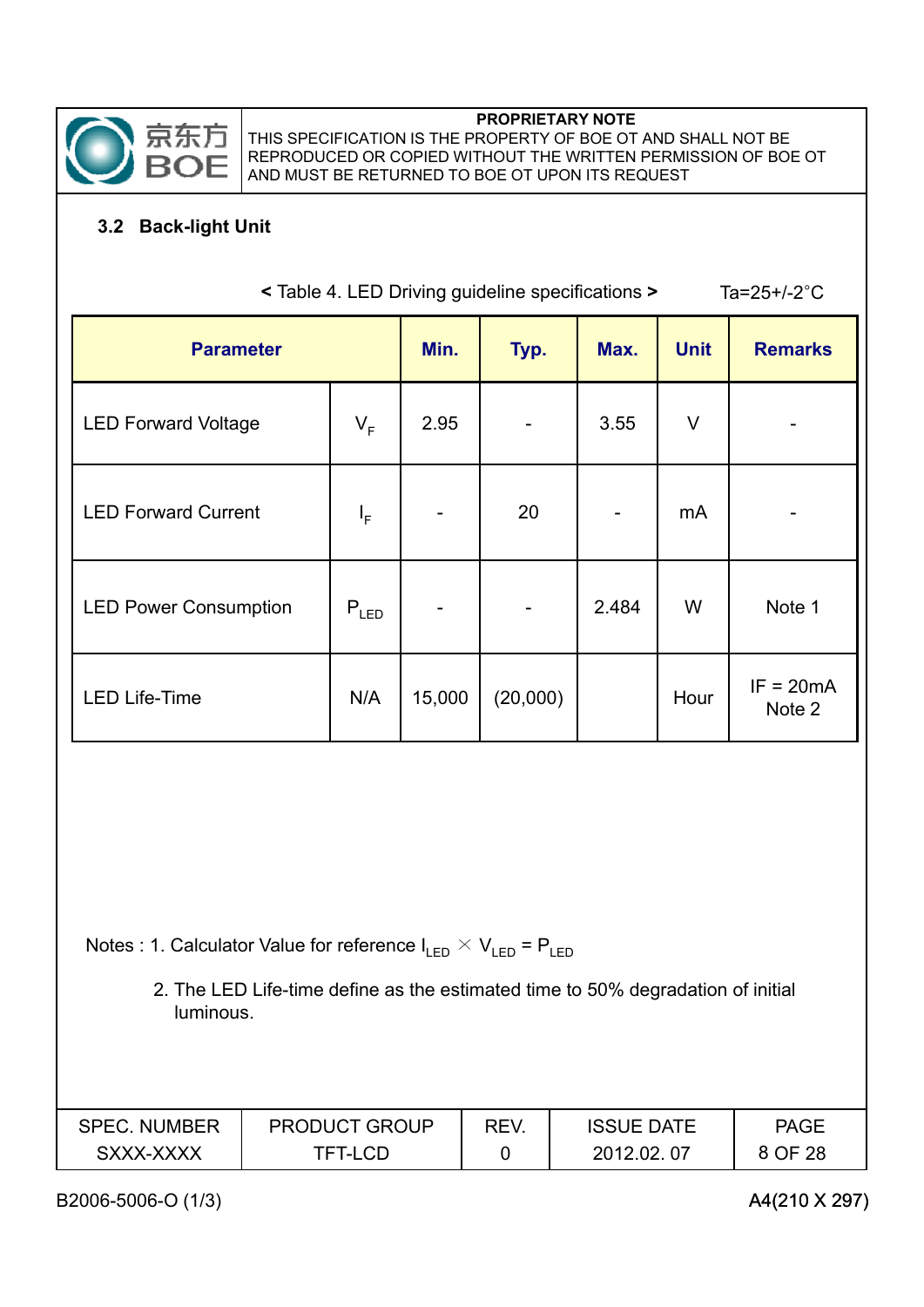### 3.2 Back-light Unit

< Table 4. LED Driving guideline specifications > Ta=25+/-2°C

| Parameter | | Min. | Typ. | Max. | Unit | Remarks |
|---|---|---|---|---|---|---|
| LED Forward Voltage | $V_F$ | 2.95 | - | 3.55 | V | - |
| LED Forward Current | $I_F$ | - | 20 | - | mA | - |
| LED Power Consumption | $P_{LED}$ | - | - | 2.484 | W | Note 1 |
| LED Life-Time | N/A | 15,000 | (20,000) | | Hour | IF = 20mA Note 2 |

Notes : 1. Calculator Value for reference $I_{LED} \times V_{LED} = P_{LED}$

2. The LED Life-time define as the estimated time to 50% degradation of initial luminous.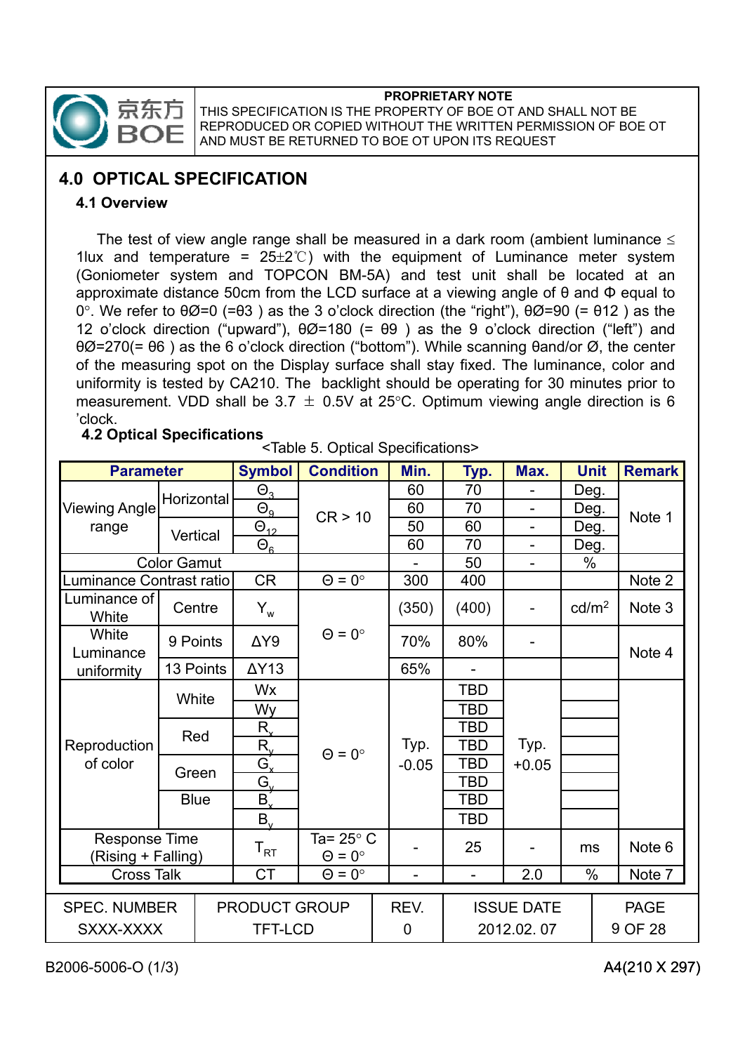## 4.0 OPTICAL SPECIFICATION

### 4.1 Overview

The test of view angle range shall be measured in a dark room (ambient luminance ≤ 1lux and temperature = 25±2℃) with the equipment of Luminance meter system (Goniometer system and TOPCON BM-5A) and test unit shall be located at an approximate distance 50cm from the LCD surface at a viewing angle of θ and Φ equal to 0°. We refer to θØ=0 (=θ3 ) as the 3 o'clock direction (the "right"), θØ=90 (= θ12 ) as the 12 o'clock direction ("upward"), θØ=180 (= θ9 ) as the 9 o'clock direction ("left") and θØ=270(= θ6 ) as the 6 o'clock direction ("bottom"). While scanning θand/or Ø, the center of the measuring spot on the Display surface shall stay fixed. The luminance, color and uniformity is tested by CA210. The backlight should be operating for 30 minutes prior to measurement. VDD shall be 3.7 ± 0.5V at 25°C. Optimum viewing angle direction is 6 'clock.

### 4.2 Optical Specifications

<Table 5. Optical Specifications>

| Parameter | | Symbol | Condition | Min. | Typ. | Max. | Unit | Remark |
|---|---|---|---|---|---|---|---|---|
| Viewing Angle range | Horizontal | $\Theta_3$ | CR > 10 | 60 | 70 | - | Deg. | Note 1 |
| | | $\Theta_9$ | | 60 | 70 | - | Deg. | |
| | Vertical | $\Theta_{12}$ | | 50 | 60 | - | Deg. | |
| | | $\Theta_6$ | | 60 | 70 | - | Deg. | |
| Color Gamut | | | | - | 50 | - | % | |
| Luminance Contrast ratio | | CR | Θ = 0° | 300 | 400 | | | Note 2 |
| Luminance of White | Centre | $Y_w$ | Θ = 0° | (350) | (400) | - | cd/m² | Note 3 |
| White Luminance uniformity | 9 Points | ΔY9 | | 70% | 80% | - | | Note 4 |
| | 13 Points | ΔY13 | | 65% | - | | | |
| Reproduction of color | White | Wx | Θ = 0° | Typ. -0.05 | TBD | Typ. +0.05 | | |
| | | Wy | | | TBD | | | |
| | Red | $R_x$ | | | TBD | | | |
| | | $R_y$ | | | TBD | | | |
| | Green | $G_x$ | | | TBD | | | |
| | | $G_y$ | | | TBD | | | |
| | Blue | $B_x$ | | | TBD | | | |
| | | $B_y$ | | | TBD | | | |
| Response Time (Rising + Falling) | | $T_{RT}$ | Ta= 25° C Θ = 0° | - | 25 | - | ms | Note 6 |
| Cross Talk | | CT | Θ = 0° | - | - | 2.0 | % | Note 7 |

| SPEC. NUMBER | PRODUCT GROUP | REV. | ISSUE DATE |
|---|---|---|---|
| SXXX-XXXX | TFT-LCD | 0 | 2012.02. 07 |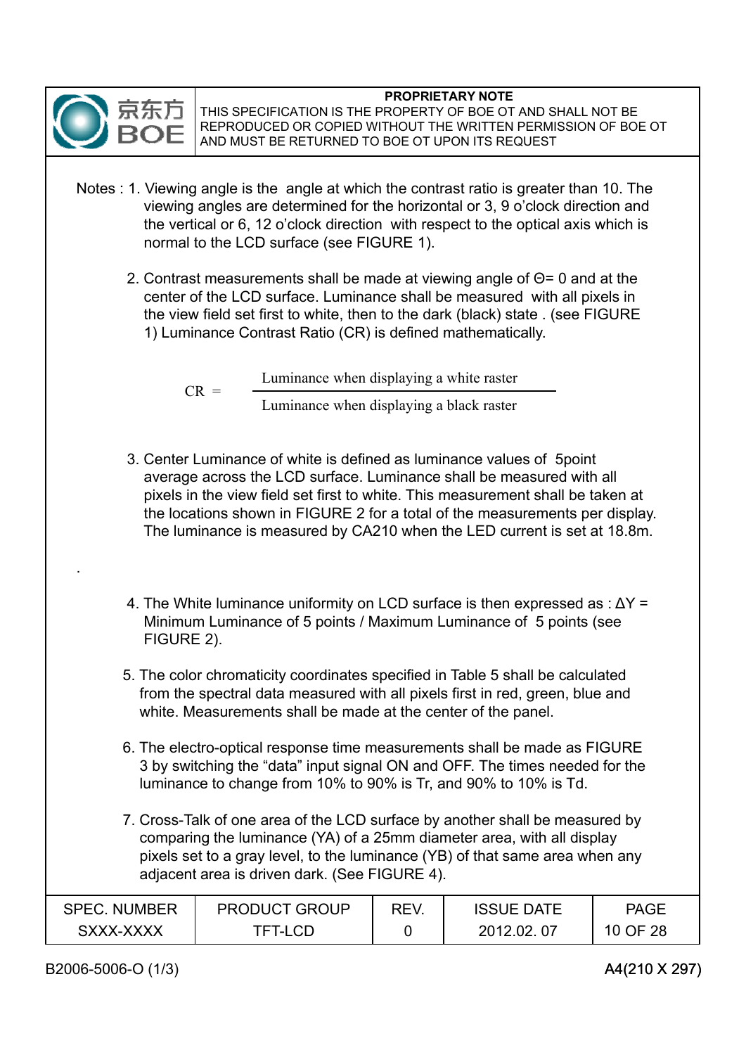Notes : 1. Viewing angle is the angle at which the contrast ratio is greater than 10. The viewing angles are determined for the horizontal or 3, 9 o'clock direction and the vertical or 6, 12 o'clock direction with respect to the optical axis which is normal to the LCD surface (see FIGURE 1).

2. Contrast measurements shall be made at viewing angle of Θ= 0 and at the center of the LCD surface. Luminance shall be measured with all pixels in the view field set first to white, then to the dark (black) state . (see FIGURE 1) Luminance Contrast Ratio (CR) is defined mathematically.

$$CR = \frac{\text{Luminance when displaying a white raster}}{\text{Luminance when displaying a black raster}}$$

3. Center Luminance of white is defined as luminance values of 5point average across the LCD surface. Luminance shall be measured with all pixels in the view field set first to white. This measurement shall be taken at the locations shown in FIGURE 2 for a total of the measurements per display. The luminance is measured by CA210 when the LED current is set at 18.8m.

.

4. The White luminance uniformity on LCD surface is then expressed as : ΔY = Minimum Luminance of 5 points / Maximum Luminance of 5 points (see FIGURE 2).

5. The color chromaticity coordinates specified in Table 5 shall be calculated from the spectral data measured with all pixels first in red, green, blue and white. Measurements shall be made at the center of the panel.

6. The electro-optical response time measurements shall be made as FIGURE 3 by switching the "data" input signal ON and OFF. The times needed for the luminance to change from 10% to 90% is Tr, and 90% to 10% is Td.

7. Cross-Talk of one area of the LCD surface by another shall be measured by comparing the luminance (YA) of a 25mm diameter area, with all display pixels set to a gray level, to the luminance (YB) of that same area when any adjacent area is driven dark. (See FIGURE 4).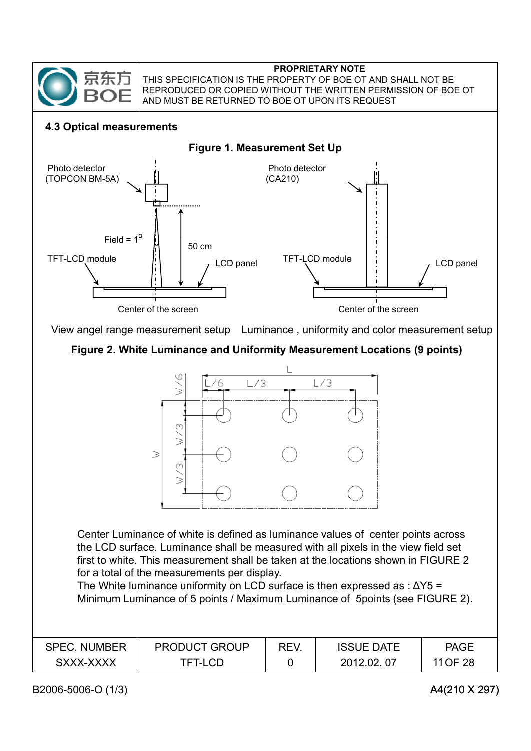## 4.3 Optical measurements

**Figure 1. Measurement Set Up**

Photo detector (TOPCON BM-5A)

Field = 1°

50 cm

TFT-LCD module

LCD panel

Center of the screen

View angel range measurement setup

Photo detector (CA210)

TFT-LCD module

LCD panel

Center of the screen

Luminance , uniformity and color measurement setup

**Figure 2. White Luminance and Uniformity Measurement Locations (9 points)**

L, L/6, L/3, L/3, W, W/6, W/3, W/3

Center Luminance of white is defined as luminance values of center points across the LCD surface. Luminance shall be measured with all pixels in the view field set first to white. This measurement shall be taken at the locations shown in FIGURE 2 for a total of the measurements per display.

The White luminance uniformity on LCD surface is then expressed as : $\Delta Y5$ = Minimum Luminance of 5 points / Maximum Luminance of 5points (see FIGURE 2).

| SPEC. NUMBER | PRODUCT GROUP | REV. | ISSUE DATE |
|---|---|---|---|
| SXXX-XXXX | TFT-LCD | 0 | 2012.02. 07 |

B2006-5006-O (1/3)

A4(210 X 297)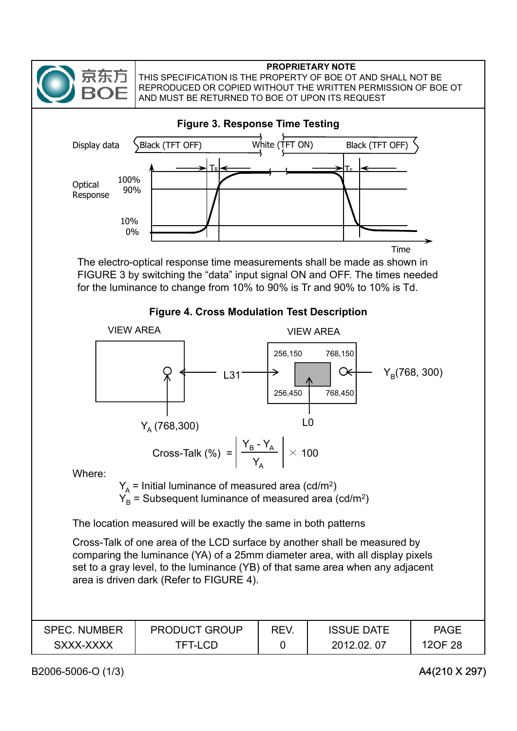**Figure 3. Response Time Testing**

The electro-optical response time measurements shall be made as shown in FIGURE 3 by switching the “data” input signal ON and OFF. The times needed for the luminance to change from 10% to 90% is Tr and 90% to 10% is Td.

**Figure 4. Cross Modulation Test Description**

$$\text{Cross-Talk (\%)} = \left| \frac{Y_B - Y_A}{Y_A} \right| \times 100$$

Where:

$Y_A$ = Initial luminance of measured area (cd/m²)
$Y_B$ = Subsequent luminance of measured area (cd/m²)

The location measured will be exactly the same in both patterns

Cross-Talk of one area of the LCD surface by another shall be measured by comparing the luminance (YA) of a 25mm diameter area, with all display pixels set to a gray level, to the luminance (YB) of that same area when any adjacent area is driven dark (Refer to FIGURE 4).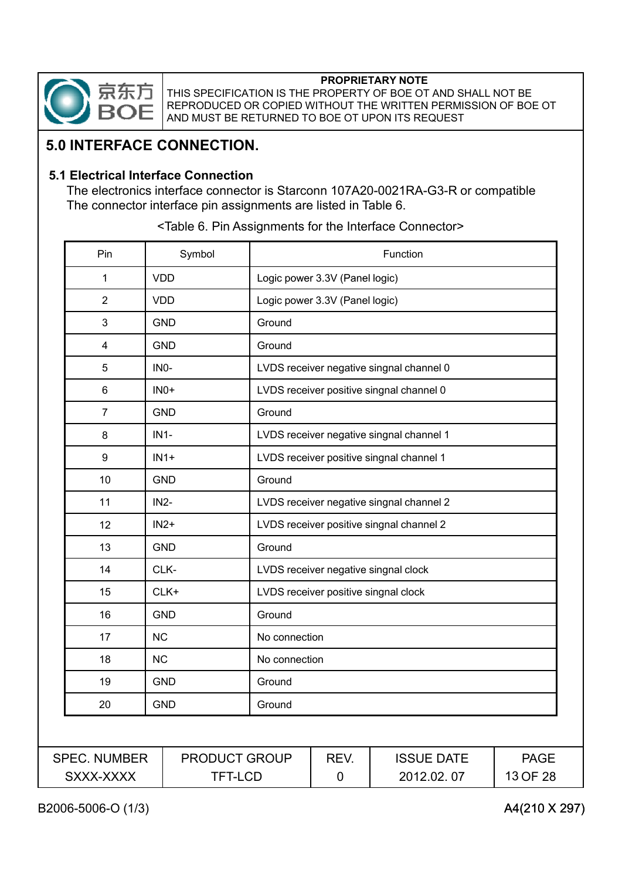## 5.0 INTERFACE CONNECTION.

### 5.1 Electrical Interface Connection

The electronics interface connector is Starconn 107A20-0021RA-G3-R or compatible
The connector interface pin assignments are listed in Table 6.

<Table 6. Pin Assignments for the Interface Connector>

| Pin | Symbol | Function |
|---|---|---|
| 1 | VDD | Logic power 3.3V (Panel logic) |
| 2 | VDD | Logic power 3.3V (Panel logic) |
| 3 | GND | Ground |
| 4 | GND | Ground |
| 5 | IN0- | LVDS receiver negative singnal channel 0 |
| 6 | IN0+ | LVDS receiver positive singnal channel 0 |
| 7 | GND | Ground |
| 8 | IN1- | LVDS receiver negative singnal channel 1 |
| 9 | IN1+ | LVDS receiver positive singnal channel 1 |
| 10 | GND | Ground |
| 11 | IN2- | LVDS receiver negative singnal channel 2 |
| 12 | IN2+ | LVDS receiver positive singnal channel 2 |
| 13 | GND | Ground |
| 14 | CLK- | LVDS receiver negative singnal clock |
| 15 | CLK+ | LVDS receiver positive singnal clock |
| 16 | GND | Ground |
| 17 | NC | No connection |
| 18 | NC | No connection |
| 19 | GND | Ground |
| 20 | GND | Ground |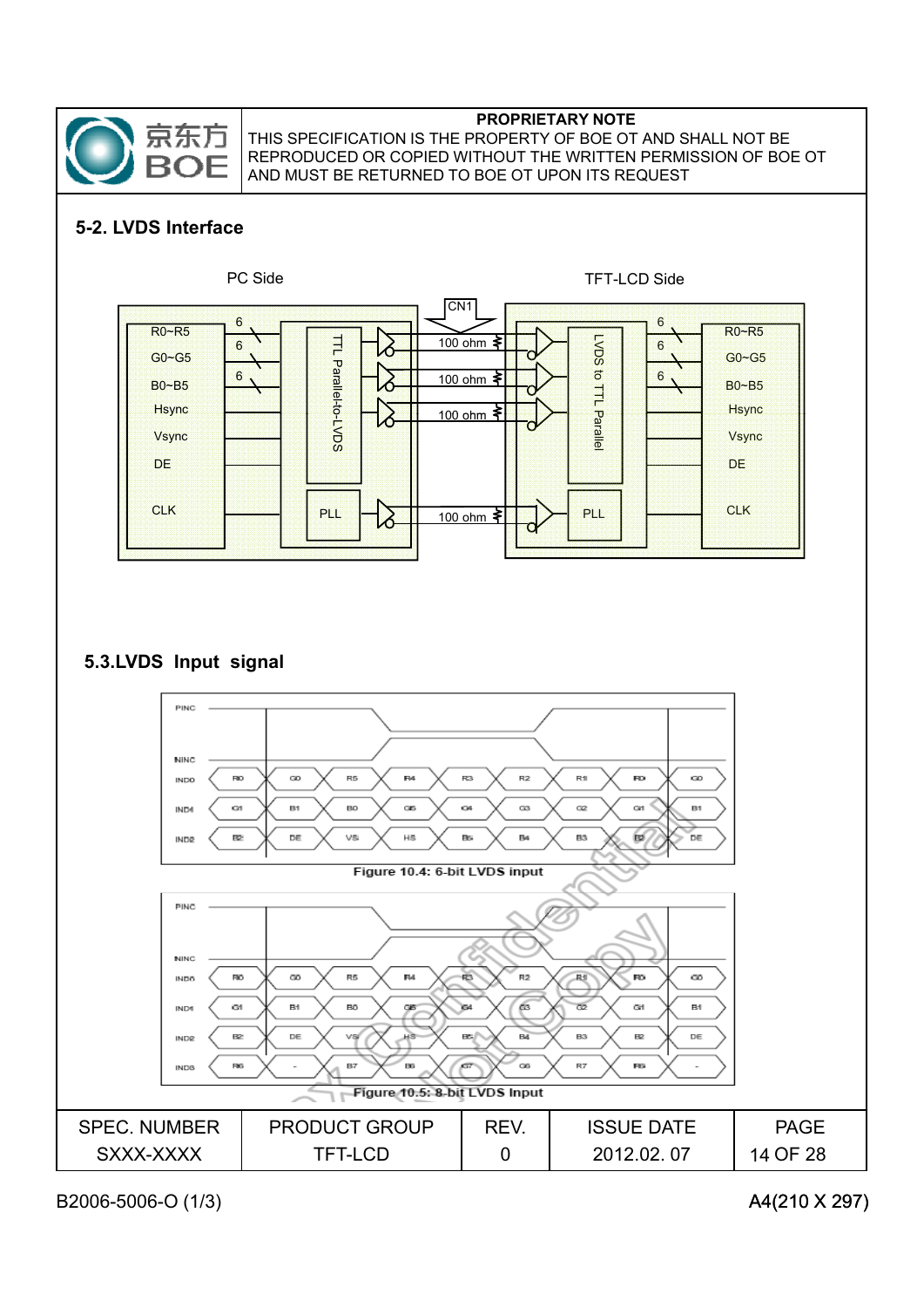**PROPRIETARY NOTE**
THIS SPECIFICATION IS THE PROPERTY OF BOE OT AND SHALL NOT BE REPRODUCED OR COPIED WITHOUT THE WRITTEN PERMISSION OF BOE OT AND MUST BE RETURNED TO BOE OT UPON ITS REQUEST

## 5-2. LVDS Interface

PC Side | TFT-LCD Side

CN1

| PC Side signals | | TFT-LCD Side signals |
|---|---|---|
| R0~R5 (6) | TTL Parallel-to-LVDS → 100 ohm → LVDS to TTL Parallel | R0~R5 (6) |
| G0~G5 (6) | 100 ohm | G0~G5 (6) |
| B0~B5 (6) | 100 ohm | B0~B5 (6) |
| Hsync | | Hsync |
| Vsync | | Vsync |
| DE | | DE |
| CLK | PLL → 100 ohm → PLL | CLK |

## 5.3.LVDS Input signal

| PINC | | | | | | | | |
|---|---|---|---|---|---|---|---|---|
| IND0 | R0 | G0 | R5 | R4 | R3 | R2 | R1 | R0 | G0 |
| IND1 | G1 | B1 | B0 | G5 | G4 | G3 | G2 | G1 | B1 |
| IND2 | B2 | DE | VS | HS | B5 | B4 | B3 | B2 | DE |

Figure 10.4: 6-bit LVDS input

| PINC | | | | | | | | |
|---|---|---|---|---|---|---|---|---|
| IND0 | R0 | G0 | R5 | R4 | R3 | R2 | R1 | R0 | G0 |
| IND1 | G1 | B1 | B0 | G5 | G4 | G3 | G2 | G1 | B1 |
| IND2 | B2 | DE | VS | HS | B5 | B4 | B3 | B2 | DE |
| IND3 | R6 | - | B7 | B6 | G7 | G6 | R7 | R6 | - |

Figure 10.5: 8-bit LVDS Input

| SPEC. NUMBER | PRODUCT GROUP | REV. | ISSUE DATE | PAGE |
|---|---|---|---|---|
| SXXX-XXXX | TFT-LCD | 0 | 2012.02. 07 | 14 OF 28 |

B2006-5006-O (1/3) A4(210 X 297)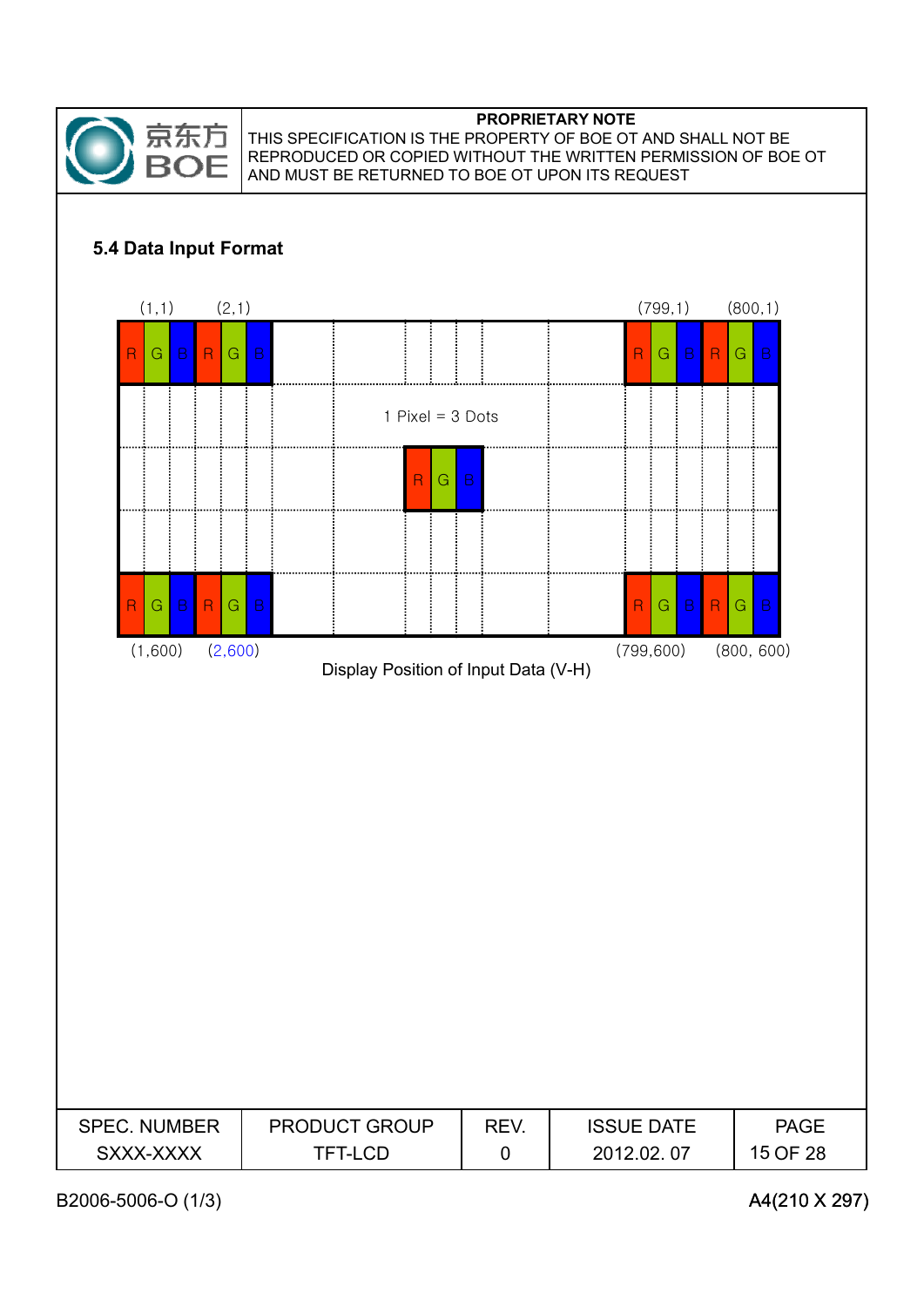## 5.4 Data Input Format

(1,1) (2,1) (799,1) (800,1)

| R | G | B | R | G | B | | | | | | | R | G | B | R | G | B |
|---|---|---|---|---|---|---|---|---|---|---|---|---|---|---|---|---|---|

1 Pixel = 3 Dots

| R | G | B |
|---|---|---|

| R | G | B | R | G | B | | | | | | | R | G | B | R | G | B |
|---|---|---|---|---|---|---|---|---|---|---|---|---|---|---|---|---|---|

(1,600) (2,600) (799,600) (800, 600)

Display Position of Input Data (V-H)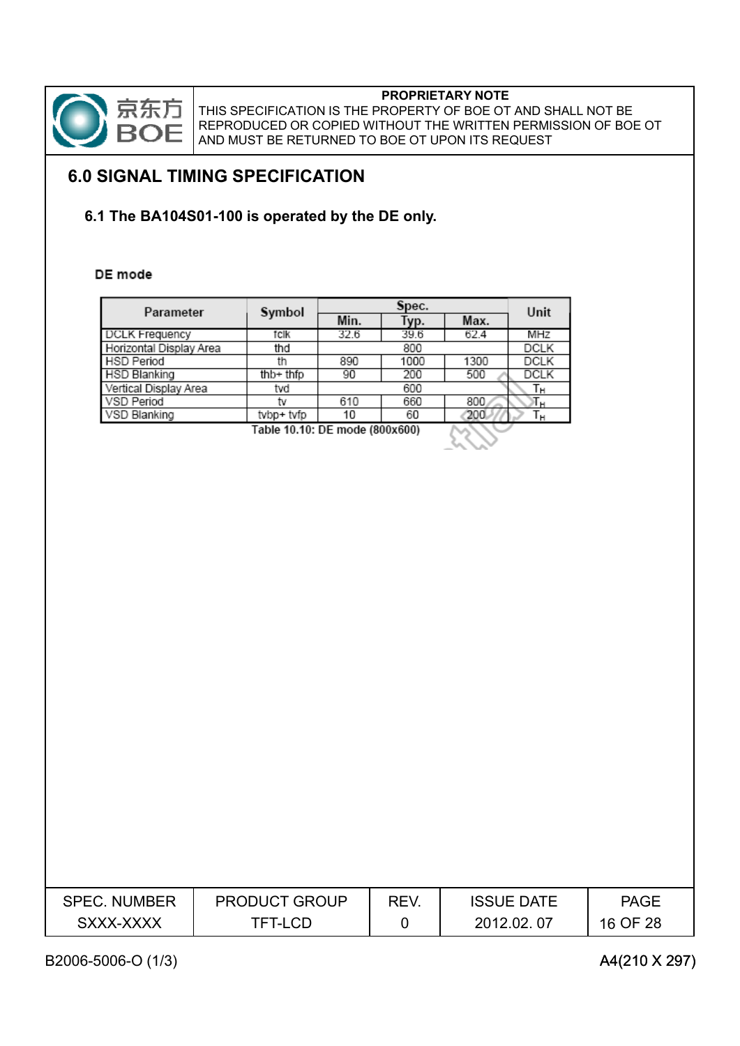## 6.0 SIGNAL TIMING SPECIFICATION

### 6.1 The BA104S01-100 is operated by the DE only.

**DE mode**

| Parameter | Symbol | Spec. | | | Unit |
|---|---|---|---|---|---|
| | | Min. | Typ. | Max. | |
| DCLK Frequency | fclk | 32.6 | 39.6 | 62.4 | MHz |
| Horizontal Display Area | thd | | 800 | | DCLK |
| HSD Period | th | 890 | 1000 | 1300 | DCLK |
| HSD Blanking | thb+ thfp | 90 | 200 | 500 | DCLK |
| Vertical Display Area | tvd | | 600 | | $T_H$ |
| VSD Period | tv | 610 | 660 | 800 | $T_H$ |
| VSD Blanking | tvbp+ tvfp | 10 | 60 | 200 | $T_H$ |

Table 10.10: DE mode (800x600)

| SPEC. NUMBER | PRODUCT GROUP | REV. | ISSUE DATE |
|---|---|---|---|
| SXXX-XXXX | TFT-LCD | 0 | 2012.02. 07 |

B2006-5006-O (1/3) A4(210 X 297)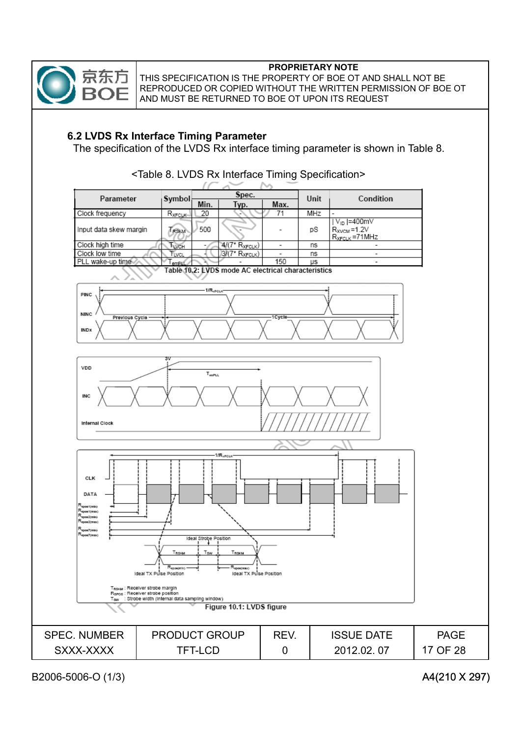## 6.2 LVDS Rx Interface Timing Parameter

The specification of the LVDS Rx interface timing parameter is shown in Table 8.

<Table 8. LVDS Rx Interface Timing Specification>

| Parameter | Symbol | Spec. | | | Unit | Condition |
|---|---|---|---|---|---|---|
| | | Min. | Typ. | Max. | | |
| Clock frequency | $R_{XFCLK}$ | 20 | - | 71 | MHz | - |
| Input data skew margin | $T_{RSKM}$ | 500 | - | - | pS | $\lvert V_{ID} \rvert$=400mV $R_{XVCM}$=1.2V $R_{XFCLK}$=71MHz |
| Clock high time | $T_{LVCH}$ | - | 4/(7* $R_{XFCLK}$) | - | ns | - |
| Clock low time | $T_{LVCL}$ | - | 3/(7* $R_{XFCLK}$) | - | ns | - |
| PLL wake-up time | $T_{enPLL}$ | - | - | 150 | µs | - |

Table 10.2: LVDS mode AC electrical characteristics

PINC, NINC, INDx: $1/R_{xFCLK}$, Previous Cycle, 1Cycle

VDD, INC, Internal Clock: 3V, $T_{enPLL}$

CLK, DATA: $1/R_{xFCLK}$; $R_{spos1(min)}$, $R_{spos1(max)}$, $R_{spos2(min)}$, $R_{spos2(max)}$, $R_{spos7(min)}$, $R_{spos7(max)}$

Ideal Strobe Position; $T_{RSKM}$, $T_{SW}$, $T_{RSKM}$; $R_{spos(min)}$, $R_{spos(max)}$; Ideal TX Pulse Position; Ideal TX Pulse Position

$T_{RSKM}$ : Receiver strobe margin
$R_{SPOS}$ : Receiver strobe position
$T_{SW}$ : Strobe width (internal data sampling window)

Figure 10.1: LVDS figure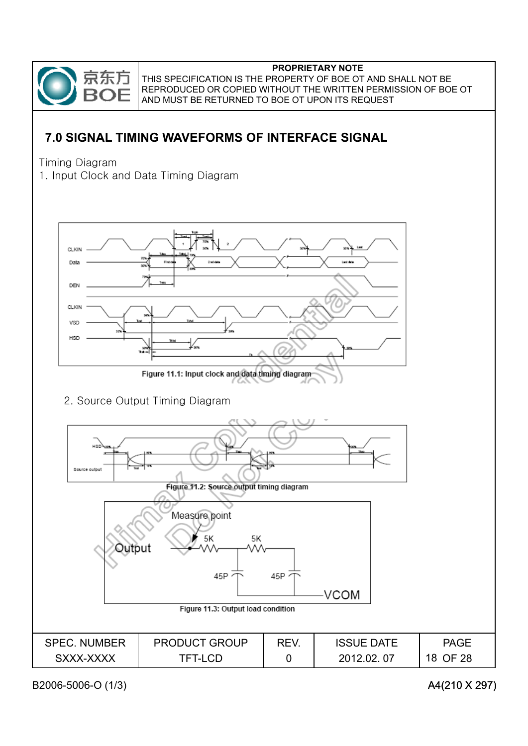# 7.0 SIGNAL TIMING WAVEFORMS OF INTERFACE SIGNAL

Timing Diagram

1. Input Clock and Data Timing Diagram

Figure 11.1: Input clock and data timing diagram

2. Source Output Timing Diagram

Figure 11.2: Source output timing diagram

Figure 11.3: Output load condition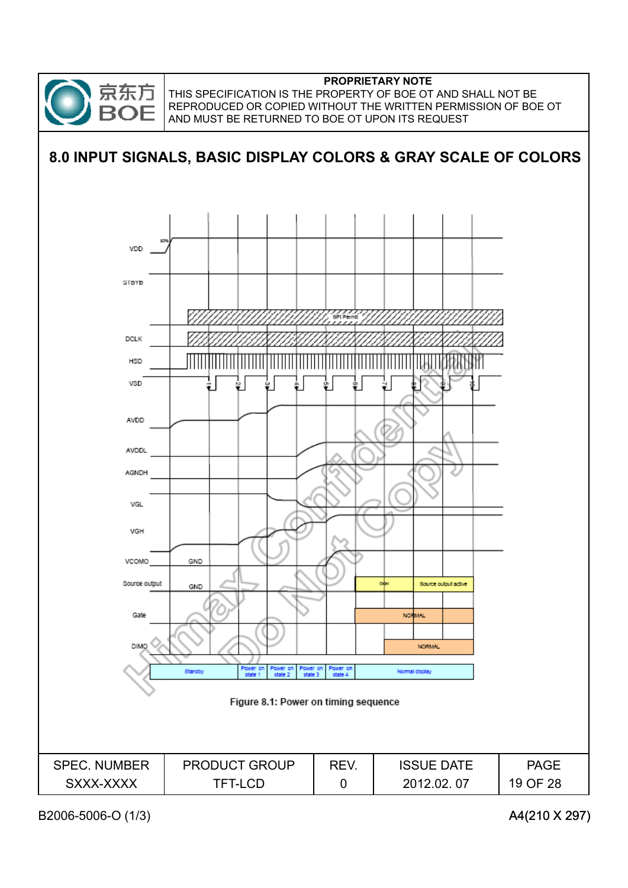# 8.0 INPUT SIGNALS, BASIC DISPLAY COLORS & GRAY SCALE OF COLORS

Figure 8.1: Power on timing sequence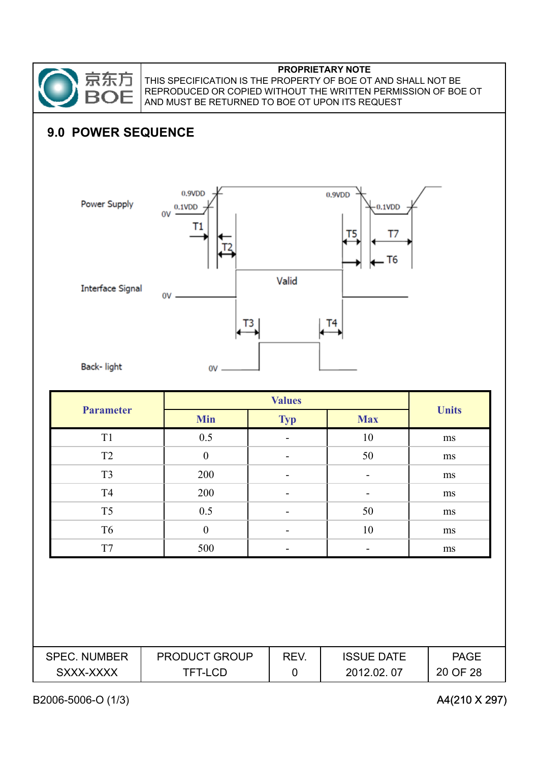## 9.0 POWER SEQUENCE

Power Supply

Interface Signal

Back- light

| Parameter | Values | | | Units |
|---|---|---|---|---|
| | Min | Typ | Max | |
| T1 | 0.5 | - | 10 | ms |
| T2 | 0 | - | 50 | ms |
| T3 | 200 | - | - | ms |
| T4 | 200 | - | - | ms |
| T5 | 0.5 | - | 50 | ms |
| T6 | 0 | - | 10 | ms |
| T7 | 500 | - | - | ms |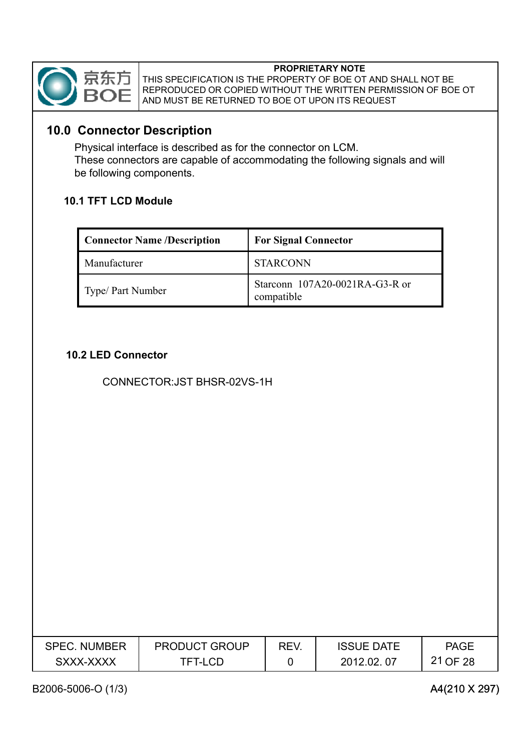## 10.0 Connector Description

Physical interface is described as for the connector on LCM.
These connectors are capable of accommodating the following signals and will be following components.

### 10.1 TFT LCD Module

| Connector Name /Description | For Signal Connector |
|---|---|
| Manufacturer | STARCONN |
| Type/ Part Number | Starconn 107A20-0021RA-G3-R or compatible |

### 10.2 LED Connector

CONNECTOR:JST BHSR-02VS-1H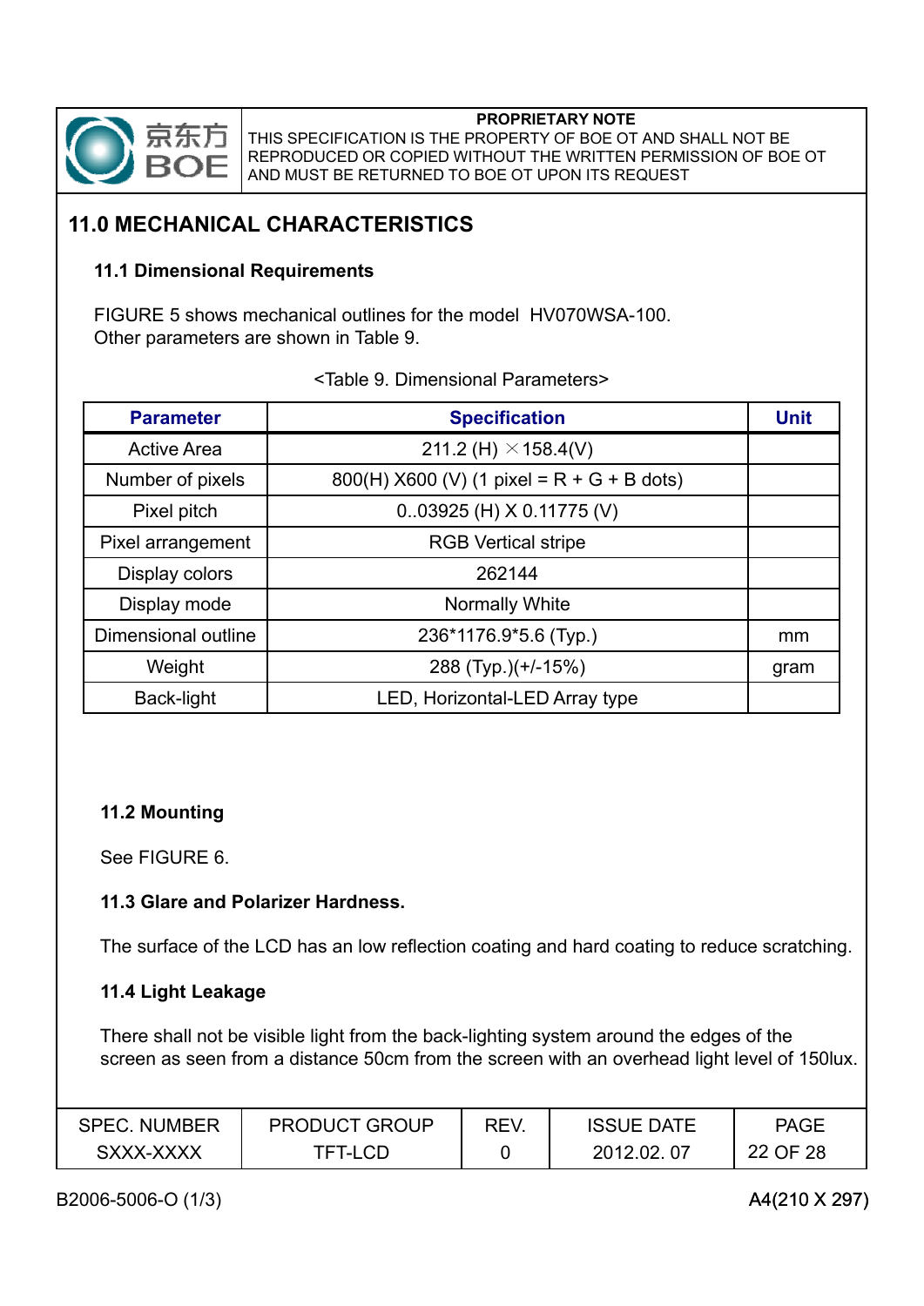PROPRIETARY NOTE
THIS SPECIFICATION IS THE PROPERTY OF BOE OT AND SHALL NOT BE REPRODUCED OR COPIED WITHOUT THE WRITTEN PERMISSION OF BOE OT AND MUST BE RETURNED TO BOE OT UPON ITS REQUEST

## 11.0 MECHANICAL CHARACTERISTICS

### 11.1 Dimensional Requirements

FIGURE 5 shows mechanical outlines for the model HV070WSA-100.
Other parameters are shown in Table 9.

<Table 9. Dimensional Parameters>

| Parameter | Specification | Unit |
|---|---|---|
| Active Area | 211.2 (H) ×158.4(V) | |
| Number of pixels | 800(H) X600 (V) (1 pixel = R + G + B dots) | |
| Pixel pitch | 0..03925 (H) X 0.11775 (V) | |
| Pixel arrangement | RGB Vertical stripe | |
| Display colors | 262144 | |
| Display mode | Normally White | |
| Dimensional outline | 236*1176.9*5.6 (Typ.) | mm |
| Weight | 288 (Typ.)(+/-15%) | gram |
| Back-light | LED, Horizontal-LED Array type | |

### 11.2 Mounting

See FIGURE 6.

### 11.3 Glare and Polarizer Hardness.

The surface of the LCD has an low reflection coating and hard coating to reduce scratching.

### 11.4 Light Leakage

There shall not be visible light from the back-lighting system around the edges of the screen as seen from a distance 50cm from the screen with an overhead light level of 150lux.

| SPEC. NUMBER | PRODUCT GROUP | REV. | ISSUE DATE |
|---|---|---|---|
| SXXX-XXXX | TFT-LCD | 0 | 2012.02. 07 |

B2006-5006-O (1/3) A4(210 X 297)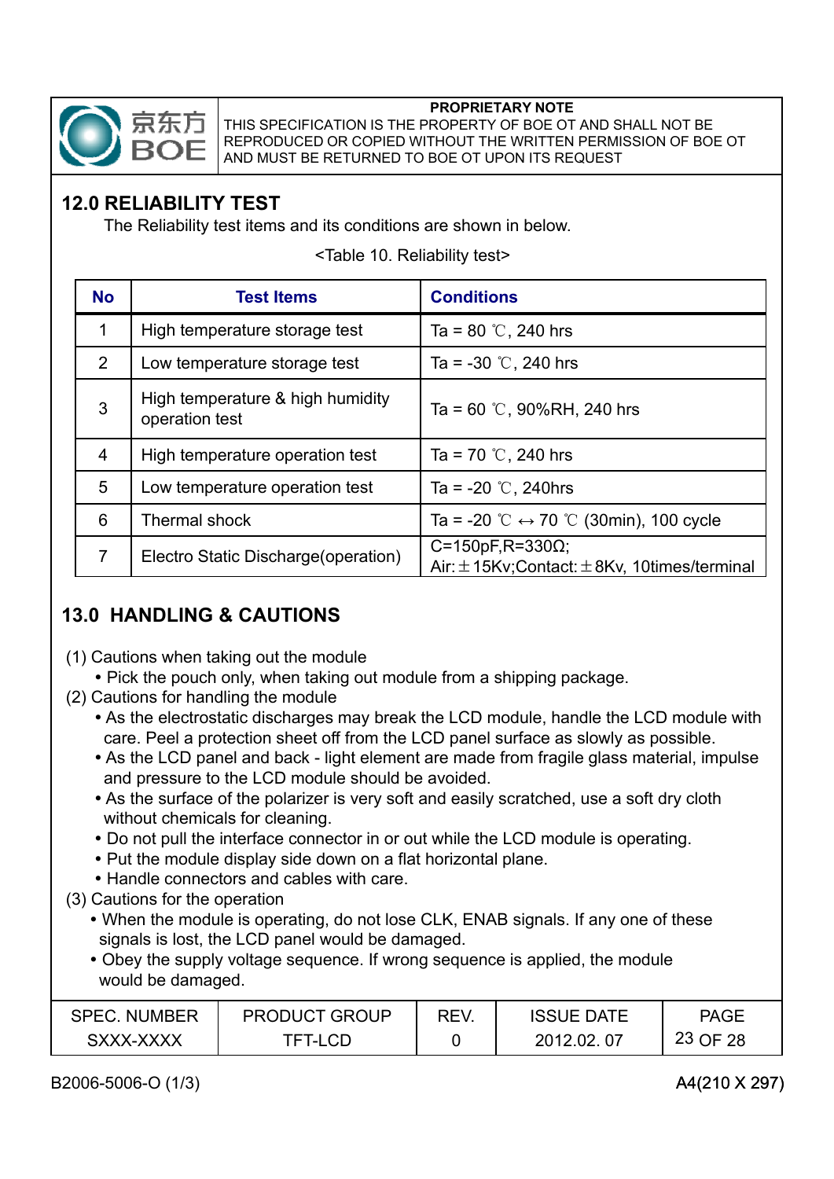## 12.0 RELIABILITY TEST

The Reliability test items and its conditions are shown in below.

<Table 10. Reliability test>

| No | Test Items | Conditions |
|---|---|---|
| 1 | High temperature storage test | Ta = 80 ℃, 240 hrs |
| 2 | Low temperature storage test | Ta = -30 ℃, 240 hrs |
| 3 | High temperature & high humidity operation test | Ta = 60 ℃, 90%RH, 240 hrs |
| 4 | High temperature operation test | Ta = 70 ℃, 240 hrs |
| 5 | Low temperature operation test | Ta = -20 ℃, 240hrs |
| 6 | Thermal shock | Ta = -20 ℃ ↔ 70 ℃ (30min), 100 cycle |
| 7 | Electro Static Discharge(operation) | C=150pF,R=330Ω;<br>Air:±15Kv;Contact:±8Kv, 10times/terminal |

## 13.0 HANDLING & CAUTIONS

(1) Cautions when taking out the module
- Pick the pouch only, when taking out module from a shipping package.

(2) Cautions for handling the module
- As the electrostatic discharges may break the LCD module, handle the LCD module with care. Peel a protection sheet off from the LCD panel surface as slowly as possible.
- As the LCD panel and back - light element are made from fragile glass material, impulse and pressure to the LCD module should be avoided.
- As the surface of the polarizer is very soft and easily scratched, use a soft dry cloth without chemicals for cleaning.
- Do not pull the interface connector in or out while the LCD module is operating.
- Put the module display side down on a flat horizontal plane.
- Handle connectors and cables with care.

(3) Cautions for the operation
- When the module is operating, do not lose CLK, ENAB signals. If any one of these signals is lost, the LCD panel would be damaged.
- Obey the supply voltage sequence. If wrong sequence is applied, the module would be damaged.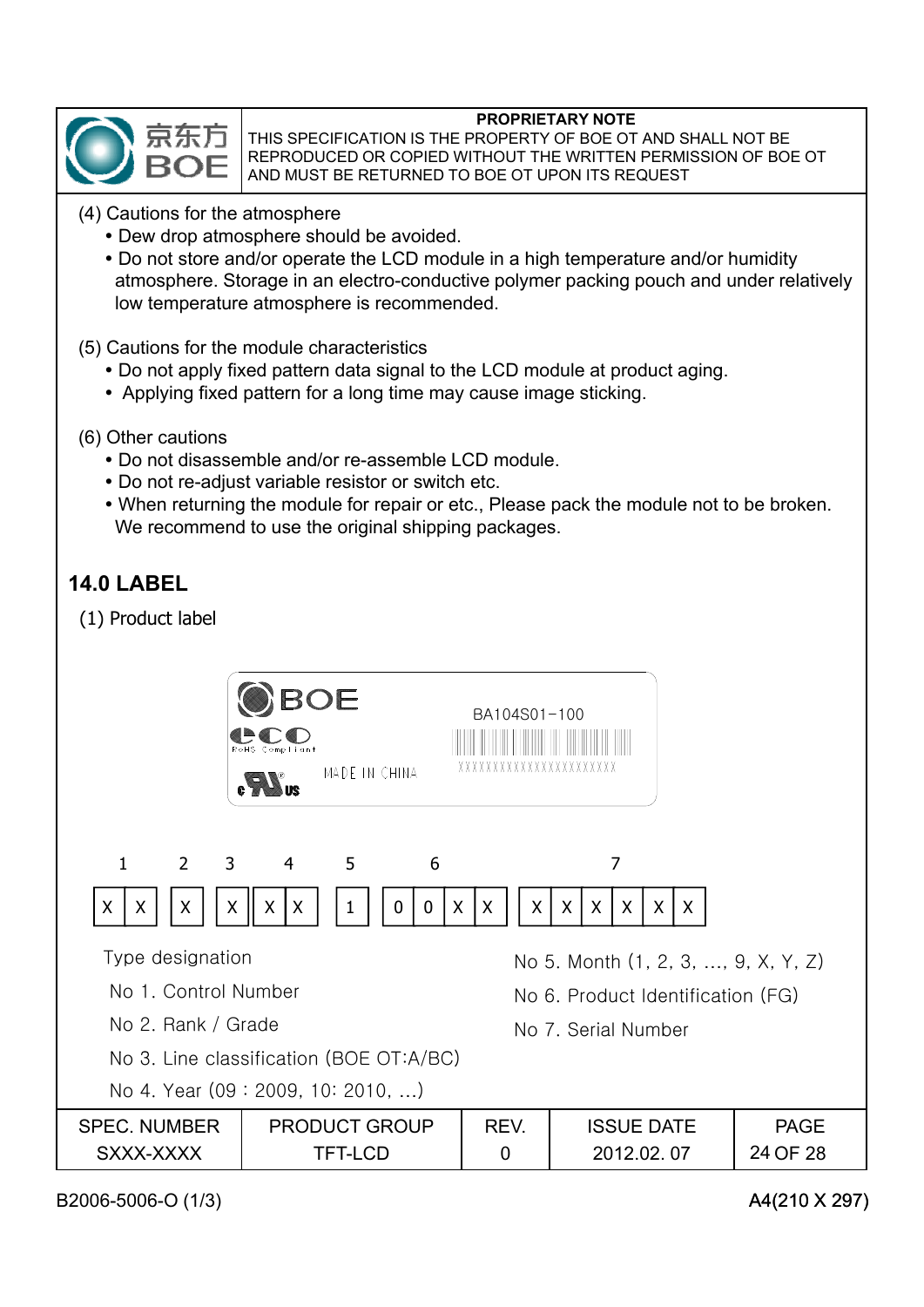(4) Cautions for the atmosphere

- Dew drop atmosphere should be avoided.
- Do not store and/or operate the LCD module in a high temperature and/or humidity atmosphere. Storage in an electro-conductive polymer packing pouch and under relatively low temperature atmosphere is recommended.

(5) Cautions for the module characteristics

- Do not apply fixed pattern data signal to the LCD module at product aging.
- Applying fixed pattern for a long time may cause image sticking.

(6) Other cautions

- Do not disassemble and/or re-assemble LCD module.
- Do not re-adjust variable resistor or switch etc.
- When returning the module for repair or etc., Please pack the module not to be broken. We recommend to use the original shipping packages.

## 14.0 LABEL

(1) Product label

BOE

RoHS Compliant

MADE IN CHINA

BA104S01-100

XXXXXXXXXXXXXXXXXXXXXXX

| 1 | | 2 | 3 | 4 | | 5 | 6 | | | | 7 | | | | | |
|---|---|---|---|---|---|---|---|---|---|---|---|---|---|---|---|---|
| X | X | X | X | X | X | 1 | 0 | 0 | X | X | X | X | X | X | X | X |

Type designation

No 1. Control Number

No 2. Rank / Grade

No 3. Line classification (BOE OT:A/BC)

No 4. Year (09 : 2009, 10: 2010, ...)

No 5. Month (1, 2, 3, ..., 9, X, Y, Z)

No 6. Product Identification (FG)

No 7. Serial Number

| SPEC. NUMBER | PRODUCT GROUP | REV. | ISSUE DATE |
|---|---|---|---|
| SXXX-XXXX | TFT-LCD | 0 | 2012.02. 07 |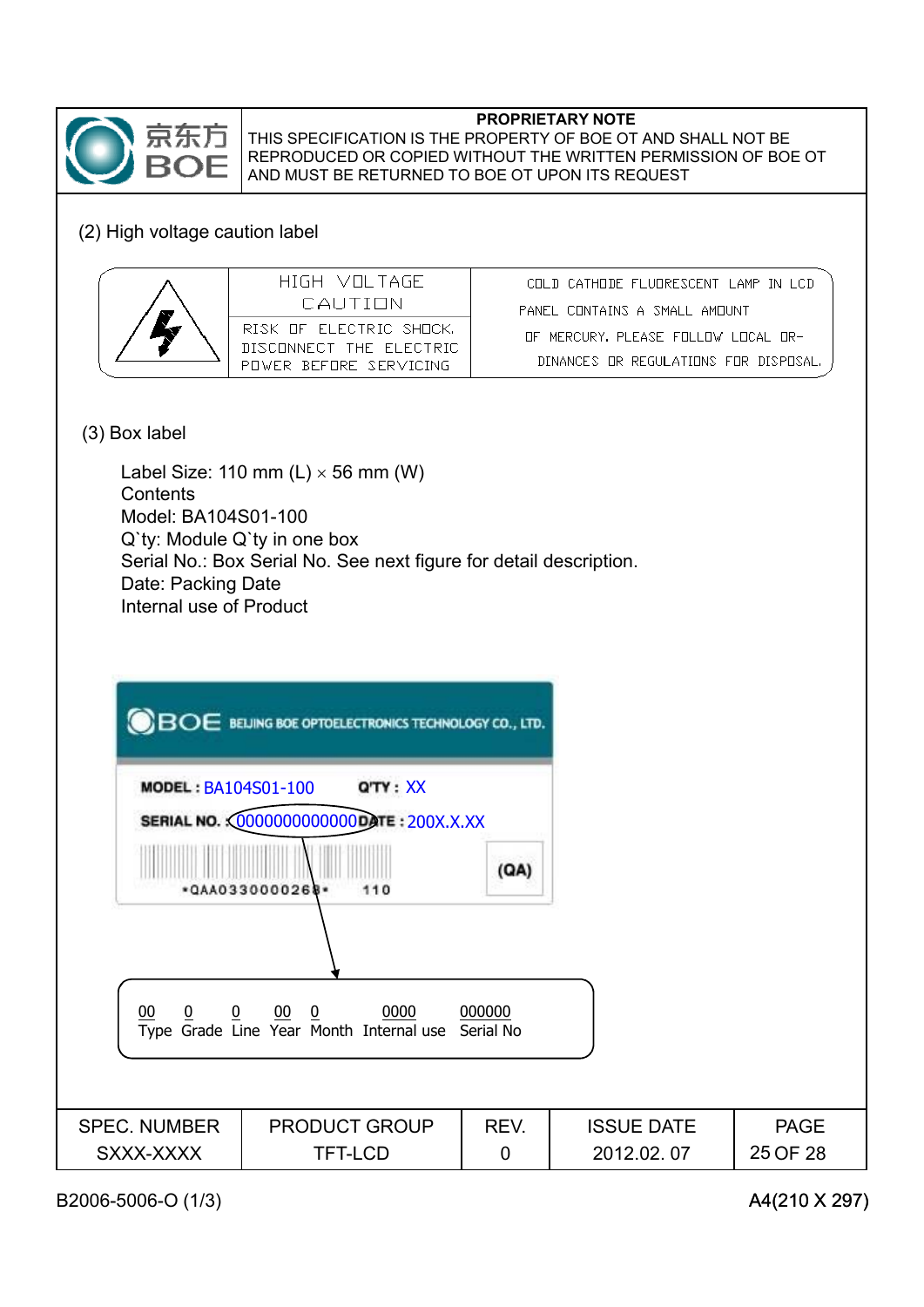(2) High voltage caution label

| | HIGH VOLTAGE CAUTION | COLD CATHODE FLUORESCENT LAMP IN LCD PANEL CONTAINS A SMALL AMOUNT OF MERCURY. PLEASE FOLLOW LOCAL ORDINANCES OR REGULATIONS FOR DISPOSAL. |
|---|---|---|
| | RISK OF ELECTRIC SHOCK. DISCONNECT THE ELECTRIC POWER BEFORE SERVICING | |

(3) Box label

Label Size: 110 mm (L) × 56 mm (W)
Contents
Model: BA104S01-100
Q`ty: Module Q`ty in one box
Serial No.: Box Serial No. See next figure for detail description.
Date: Packing Date
Internal use of Product

BOE BEIJING BOE OPTOELECTRONICS TECHNOLOGY CO., LTD.

MODEL : BA104S01-100 Q'TY : XX
SERIAL NO. : 0000000000000 DATE : 200X.X.XX
(QA)
•QAA0330000268• 110

| 00 | 0 | 0 | 00 | 0 | 0000 | 000000 |
|---|---|---|---|---|---|---|
| Type | Grade | Line | Year | Month | Internal use | Serial No |

| SPEC. NUMBER | PRODUCT GROUP | REV. | ISSUE DATE | PAGE |
|---|---|---|---|---|
| SXXX-XXXX | TFT-LCD | 0 | 2012.02. 07 | 25 OF 28 |

B2006-5006-O (1/3) A4(210 X 297)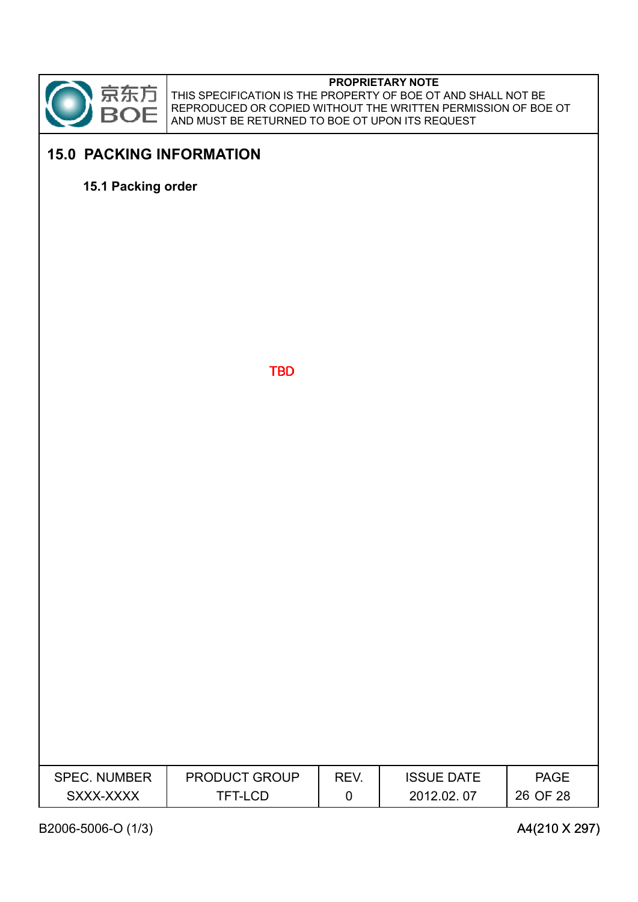## 15.0 PACKING INFORMATION

### 15.1 Packing order

TBD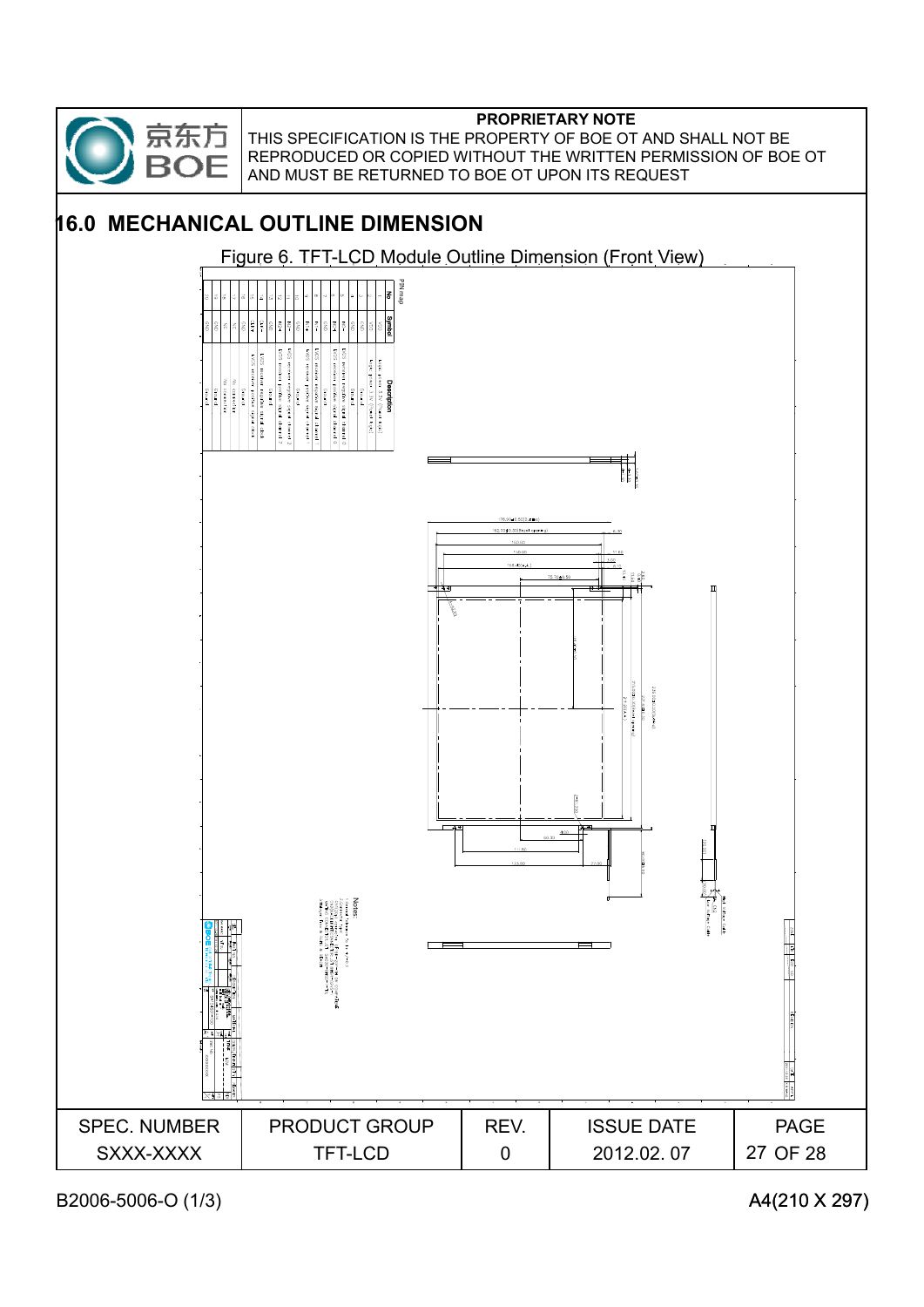## 16.0 MECHANICAL OUTLINE DIMENSION

Figure 6. TFT-LCD Module Outline Dimension (Front View)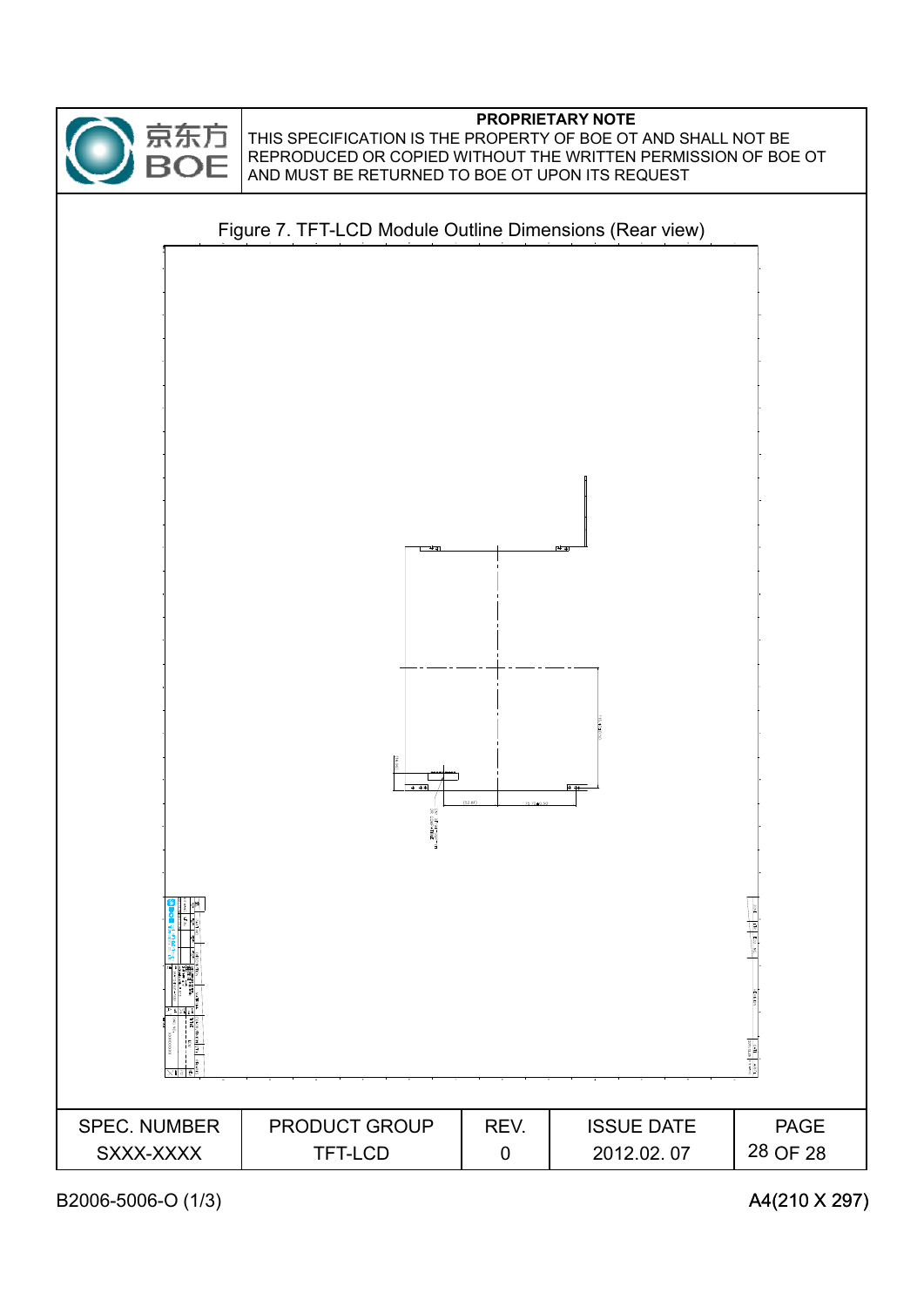Figure 7. TFT-LCD Module Outline Dimensions (Rear view)